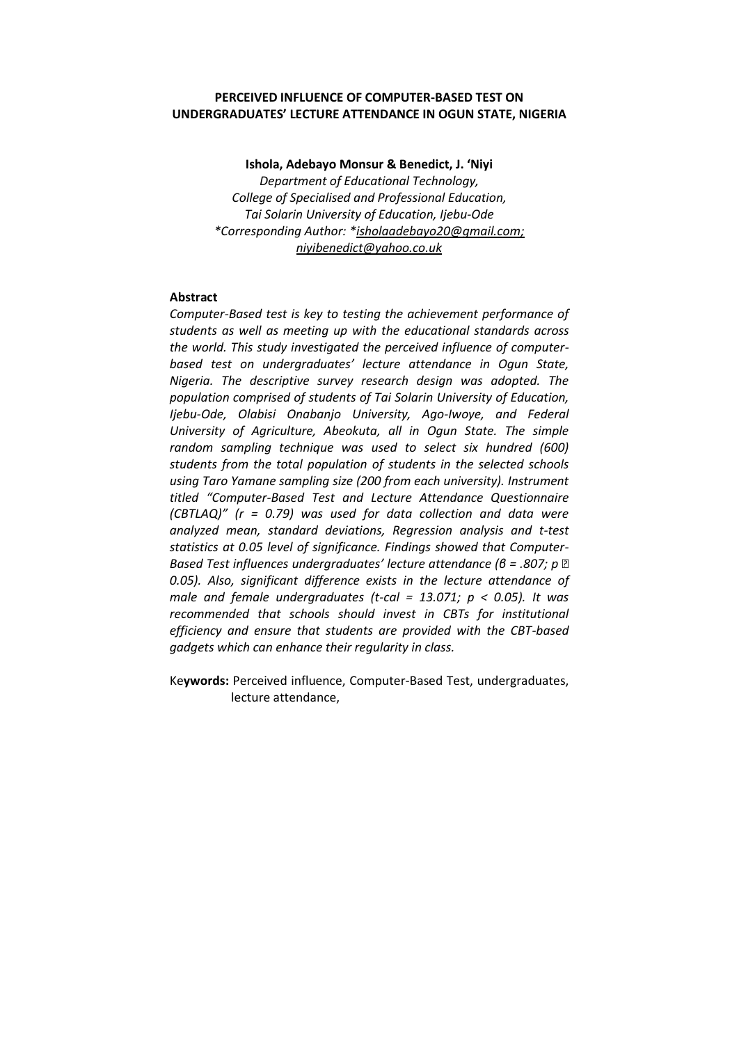# PERCEIVED INFLUENCE OF COMPUTER-BASED TEST ON UNDERGRADUATES' LECTURE ATTENDANCE IN OGUN STATE, NIGERIA

**Ishola, Adebayo Monsur & Benedict, J. 'Niyi**

*Department of Educational Technology,*
*College of Specialised and Professional Education,*
*Tai Solarin University of Education, Ijebu-Ode*
*\*Corresponding Author: \*isholaadebayo20@gmail.com; niyibenedict@yahoo.co.uk*

## Abstract

*Computer-Based test is key to testing the achievement performance of students as well as meeting up with the educational standards across the world. This study investigated the perceived influence of computer-based test on undergraduates' lecture attendance in Ogun State, Nigeria. The descriptive survey research design was adopted. The population comprised of students of Tai Solarin University of Education, Ijebu-Ode, Olabisi Onabanjo University, Ago-Iwoye, and Federal University of Agriculture, Abeokuta, all in Ogun State. The simple random sampling technique was used to select six hundred (600) students from the total population of students in the selected schools using Taro Yamane sampling size (200 from each university). Instrument titled "Computer-Based Test and Lecture Attendance Questionnaire (CBTLAQ)" ($r = 0.79$) was used for data collection and data were analyzed mean, standard deviations, Regression analysis and t-test statistics at 0.05 level of significance. Findings showed that Computer-Based Test influences undergraduates' lecture attendance ($\beta = .807$; $p$ ▯ 0.05). Also, significant difference exists in the lecture attendance of male and female undergraduates (t-cal = 13.071; $p < 0.05$). It was recommended that schools should invest in CBTs for institutional efficiency and ensure that students are provided with the CBT-based gadgets which can enhance their regularity in class.*

**Keywords:** Perceived influence, Computer-Based Test, undergraduates, lecture attendance,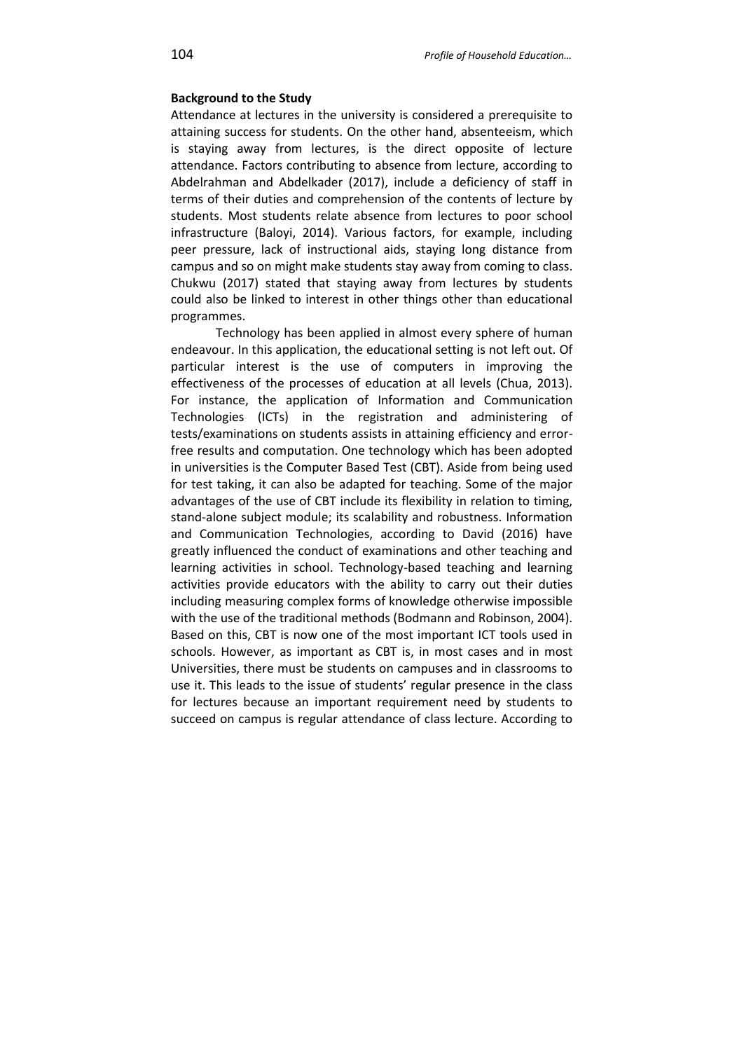**Background to the Study**

Attendance at lectures in the university is considered a prerequisite to attaining success for students. On the other hand, absenteeism, which is staying away from lectures, is the direct opposite of lecture attendance. Factors contributing to absence from lecture, according to Abdelrahman and Abdelkader (2017), include a deficiency of staff in terms of their duties and comprehension of the contents of lecture by students. Most students relate absence from lectures to poor school infrastructure (Baloyi, 2014). Various factors, for example, including peer pressure, lack of instructional aids, staying long distance from campus and so on might make students stay away from coming to class. Chukwu (2017) stated that staying away from lectures by students could also be linked to interest in other things other than educational programmes.

Technology has been applied in almost every sphere of human endeavour. In this application, the educational setting is not left out. Of particular interest is the use of computers in improving the effectiveness of the processes of education at all levels (Chua, 2013). For instance, the application of Information and Communication Technologies (ICTs) in the registration and administering of tests/examinations on students assists in attaining efficiency and error-free results and computation. One technology which has been adopted in universities is the Computer Based Test (CBT). Aside from being used for test taking, it can also be adapted for teaching. Some of the major advantages of the use of CBT include its flexibility in relation to timing, stand-alone subject module; its scalability and robustness. Information and Communication Technologies, according to David (2016) have greatly influenced the conduct of examinations and other teaching and learning activities in school. Technology-based teaching and learning activities provide educators with the ability to carry out their duties including measuring complex forms of knowledge otherwise impossible with the use of the traditional methods (Bodmann and Robinson, 2004). Based on this, CBT is now one of the most important ICT tools used in schools. However, as important as CBT is, in most cases and in most Universities, there must be students on campuses and in classrooms to use it. This leads to the issue of students' regular presence in the class for lectures because an important requirement need by students to succeed on campus is regular attendance of class lecture. According to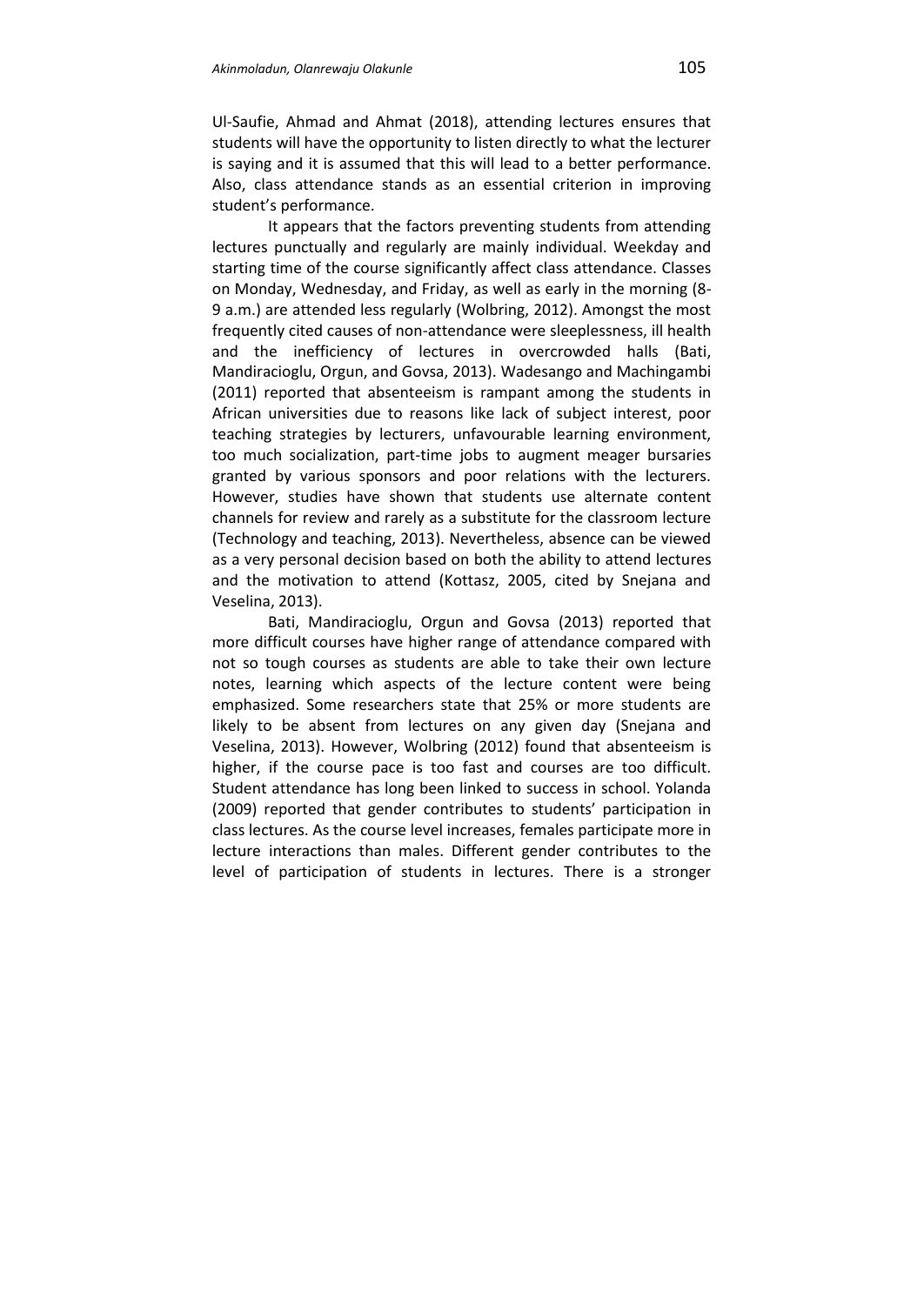Ul-Saufie, Ahmad and Ahmat (2018), attending lectures ensures that students will have the opportunity to listen directly to what the lecturer is saying and it is assumed that this will lead to a better performance. Also, class attendance stands as an essential criterion in improving student's performance.

It appears that the factors preventing students from attending lectures punctually and regularly are mainly individual. Weekday and starting time of the course significantly affect class attendance. Classes on Monday, Wednesday, and Friday, as well as early in the morning (8-9 a.m.) are attended less regularly (Wolbring, 2012). Amongst the most frequently cited causes of non-attendance were sleeplessness, ill health and the inefficiency of lectures in overcrowded halls (Bati, Mandiracioglu, Orgun, and Govsa, 2013). Wadesango and Machingambi (2011) reported that absenteeism is rampant among the students in African universities due to reasons like lack of subject interest, poor teaching strategies by lecturers, unfavourable learning environment, too much socialization, part-time jobs to augment meager bursaries granted by various sponsors and poor relations with the lecturers. However, studies have shown that students use alternate content channels for review and rarely as a substitute for the classroom lecture (Technology and teaching, 2013). Nevertheless, absence can be viewed as a very personal decision based on both the ability to attend lectures and the motivation to attend (Kottasz, 2005, cited by Snejana and Veselina, 2013).

Bati, Mandiracioglu, Orgun and Govsa (2013) reported that more difficult courses have higher range of attendance compared with not so tough courses as students are able to take their own lecture notes, learning which aspects of the lecture content were being emphasized. Some researchers state that 25% or more students are likely to be absent from lectures on any given day (Snejana and Veselina, 2013). However, Wolbring (2012) found that absenteeism is higher, if the course pace is too fast and courses are too difficult. Student attendance has long been linked to success in school. Yolanda (2009) reported that gender contributes to students' participation in class lectures. As the course level increases, females participate more in lecture interactions than males. Different gender contributes to the level of participation of students in lectures. There is a stronger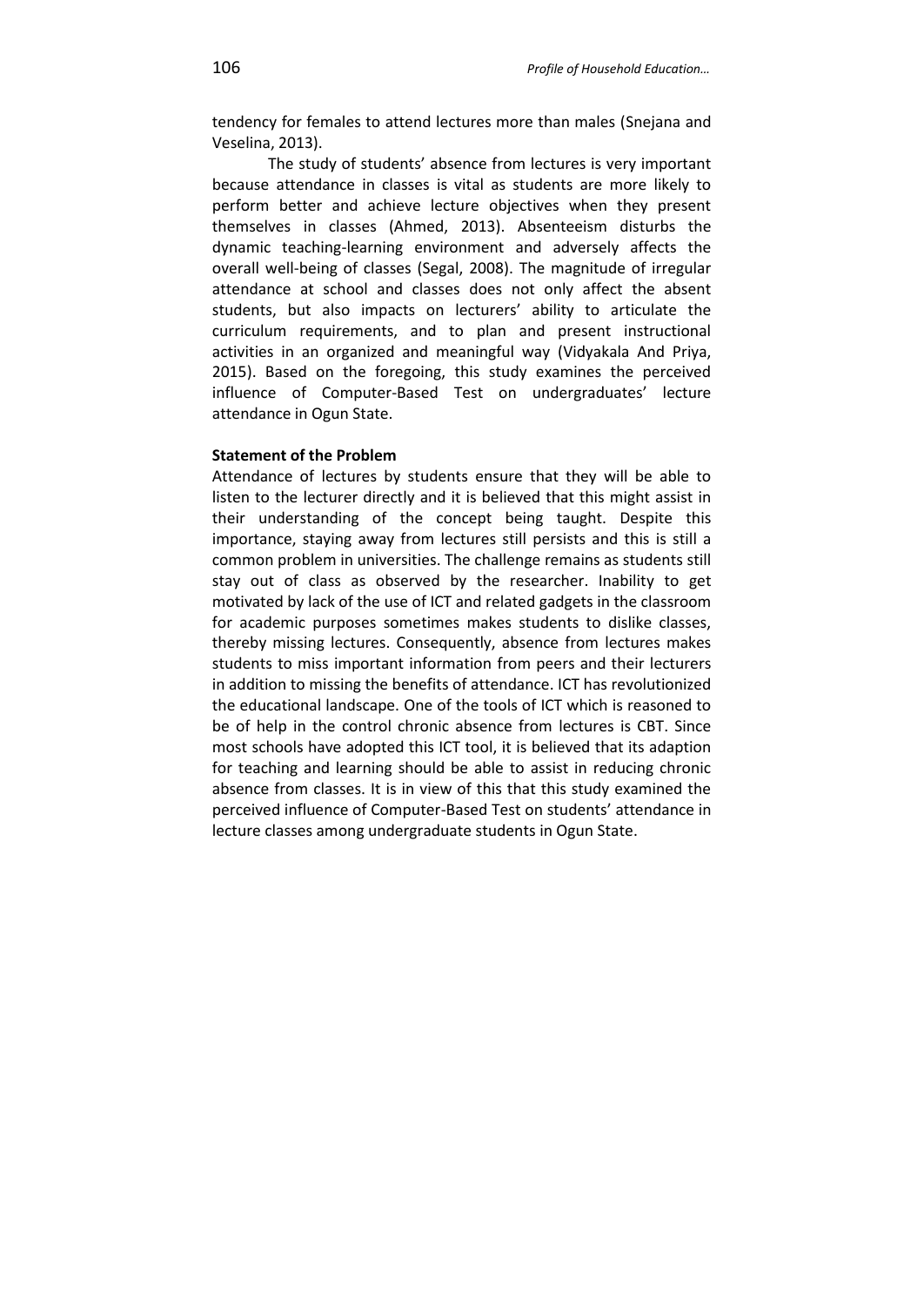tendency for females to attend lectures more than males (Snejana and Veselina, 2013).

The study of students' absence from lectures is very important because attendance in classes is vital as students are more likely to perform better and achieve lecture objectives when they present themselves in classes (Ahmed, 2013). Absenteeism disturbs the dynamic teaching-learning environment and adversely affects the overall well-being of classes (Segal, 2008). The magnitude of irregular attendance at school and classes does not only affect the absent students, but also impacts on lecturers' ability to articulate the curriculum requirements, and to plan and present instructional activities in an organized and meaningful way (Vidyakala And Priya, 2015). Based on the foregoing, this study examines the perceived influence of Computer-Based Test on undergraduates' lecture attendance in Ogun State.

**Statement of the Problem**

Attendance of lectures by students ensure that they will be able to listen to the lecturer directly and it is believed that this might assist in their understanding of the concept being taught. Despite this importance, staying away from lectures still persists and this is still a common problem in universities. The challenge remains as students still stay out of class as observed by the researcher. Inability to get motivated by lack of the use of ICT and related gadgets in the classroom for academic purposes sometimes makes students to dislike classes, thereby missing lectures. Consequently, absence from lectures makes students to miss important information from peers and their lecturers in addition to missing the benefits of attendance. ICT has revolutionized the educational landscape. One of the tools of ICT which is reasoned to be of help in the control chronic absence from lectures is CBT. Since most schools have adopted this ICT tool, it is believed that its adaption for teaching and learning should be able to assist in reducing chronic absence from classes. It is in view of this that this study examined the perceived influence of Computer-Based Test on students' attendance in lecture classes among undergraduate students in Ogun State.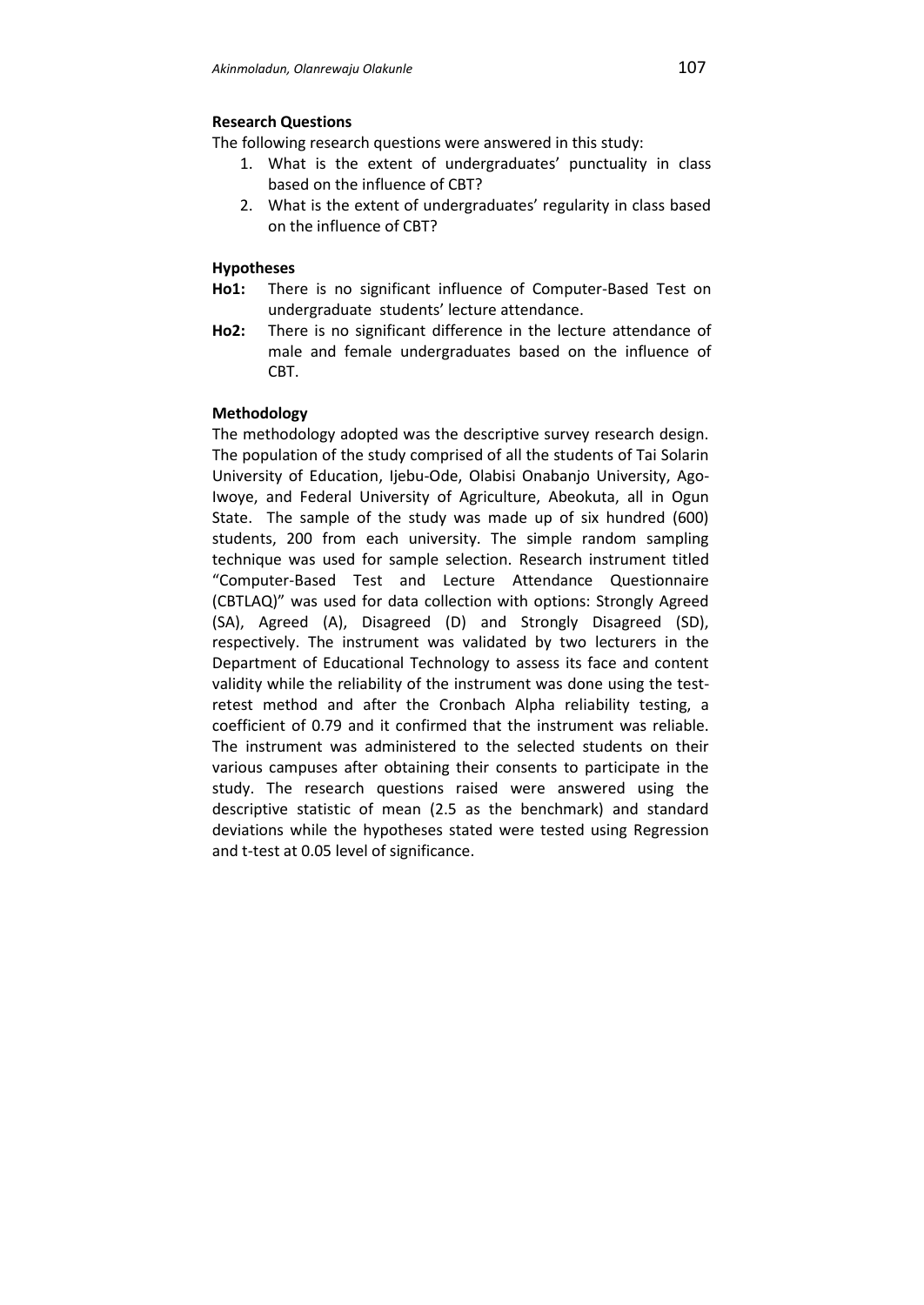### Research Questions

The following research questions were answered in this study:

1. What is the extent of undergraduates' punctuality in class based on the influence of CBT?
2. What is the extent of undergraduates' regularity in class based on the influence of CBT?

### Hypotheses

**Ho1:** There is no significant influence of Computer-Based Test on undergraduate students' lecture attendance.

**Ho2:** There is no significant difference in the lecture attendance of male and female undergraduates based on the influence of CBT.

### Methodology

The methodology adopted was the descriptive survey research design. The population of the study comprised of all the students of Tai Solarin University of Education, Ijebu-Ode, Olabisi Onabanjo University, Ago-Iwoye, and Federal University of Agriculture, Abeokuta, all in Ogun State. The sample of the study was made up of six hundred (600) students, 200 from each university. The simple random sampling technique was used for sample selection. Research instrument titled "Computer-Based Test and Lecture Attendance Questionnaire (CBTLAQ)" was used for data collection with options: Strongly Agreed (SA), Agreed (A), Disagreed (D) and Strongly Disagreed (SD), respectively. The instrument was validated by two lecturers in the Department of Educational Technology to assess its face and content validity while the reliability of the instrument was done using the test-retest method and after the Cronbach Alpha reliability testing, a coefficient of 0.79 and it confirmed that the instrument was reliable. The instrument was administered to the selected students on their various campuses after obtaining their consents to participate in the study. The research questions raised were answered using the descriptive statistic of mean (2.5 as the benchmark) and standard deviations while the hypotheses stated were tested using Regression and t-test at 0.05 level of significance.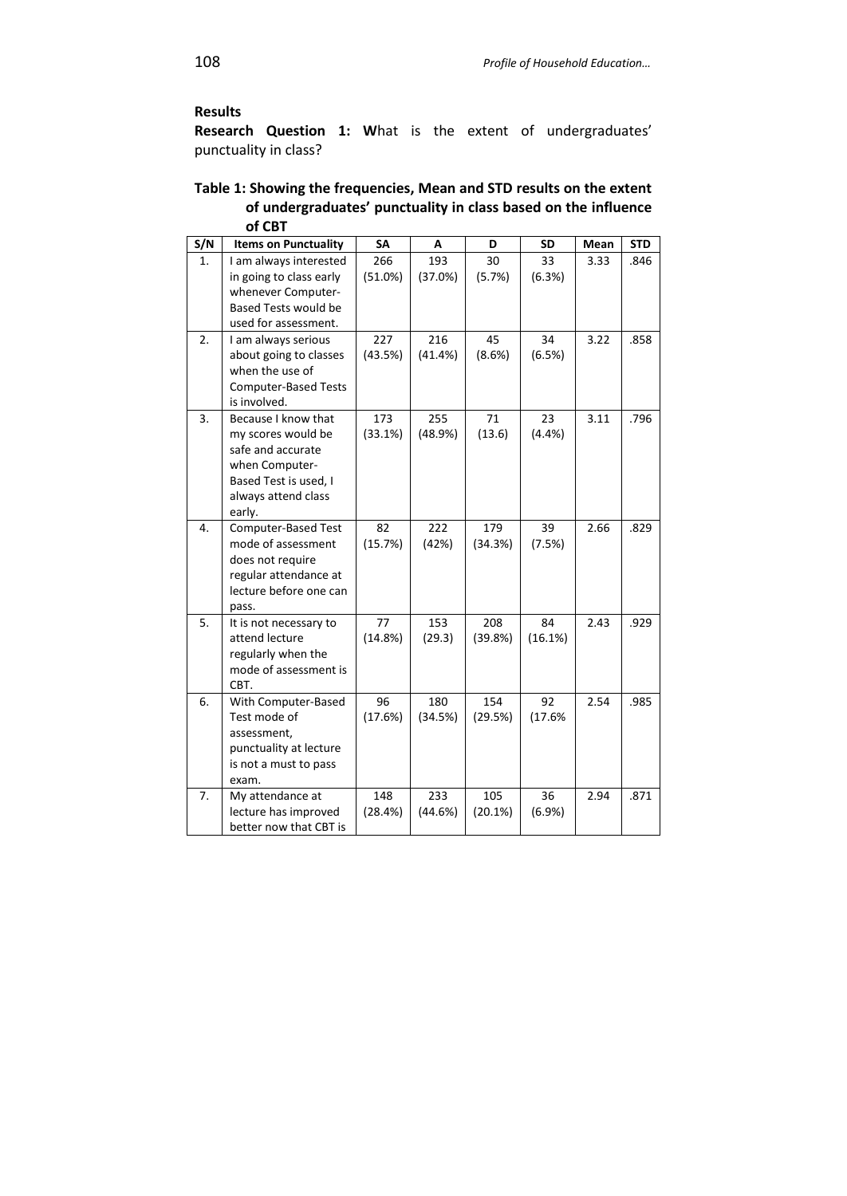## Results

**Research Question 1: W**hat is the extent of undergraduates' punctuality in class?

**Table 1: Showing the frequencies, Mean and STD results on the extent of undergraduates' punctuality in class based on the influence of CBT**

| S/N | Items on Punctuality | SA | A | D | SD | Mean | STD |
|---|---|---|---|---|---|---|---|
| 1. | I am always interested in going to class early whenever Computer-Based Tests would be used for assessment. | 266 (51.0%) | 193 (37.0%) | 30 (5.7%) | 33 (6.3%) | 3.33 | .846 |
| 2. | I am always serious about going to classes when the use of Computer-Based Tests is involved. | 227 (43.5%) | 216 (41.4%) | 45 (8.6%) | 34 (6.5%) | 3.22 | .858 |
| 3. | Because I know that my scores would be safe and accurate when Computer-Based Test is used, I always attend class early. | 173 (33.1%) | 255 (48.9%) | 71 (13.6) | 23 (4.4%) | 3.11 | .796 |
| 4. | Computer-Based Test mode of assessment does not require regular attendance at lecture before one can pass. | 82 (15.7%) | 222 (42%) | 179 (34.3%) | 39 (7.5%) | 2.66 | .829 |
| 5. | It is not necessary to attend lecture regularly when the mode of assessment is CBT. | 77 (14.8%) | 153 (29.3) | 208 (39.8%) | 84 (16.1%) | 2.43 | .929 |
| 6. | With Computer-Based Test mode of assessment, punctuality at lecture is not a must to pass exam. | 96 (17.6%) | 180 (34.5%) | 154 (29.5%) | 92 (17.6% | 2.54 | .985 |
| 7. | My attendance at lecture has improved better now that CBT is | 148 (28.4%) | 233 (44.6%) | 105 (20.1%) | 36 (6.9%) | 2.94 | .871 |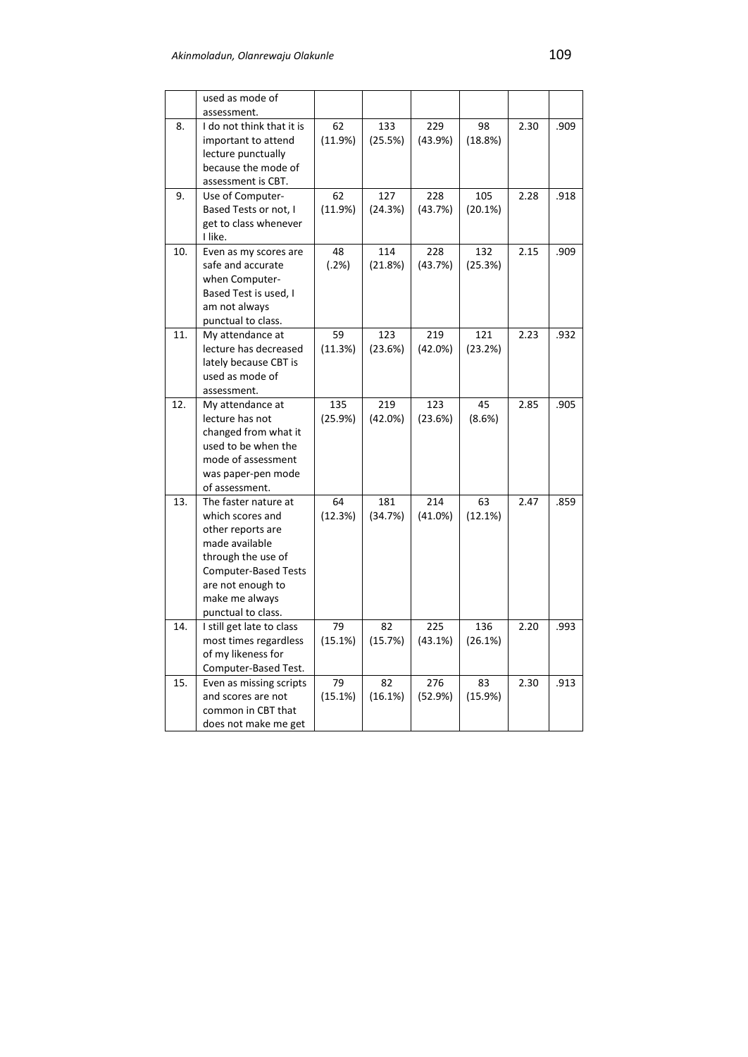|  |  |  |  |  |  |  |  |
|---|---|---|---|---|---|---|---|
|  | used as mode of assessment. |  |  |  |  |  |  |
| 8. | I do not think that it is important to attend lecture punctually because the mode of assessment is CBT. | 62 (11.9%) | 133 (25.5%) | 229 (43.9%) | 98 (18.8%) | 2.30 | .909 |
| 9. | Use of Computer-Based Tests or not, I get to class whenever I like. | 62 (11.9%) | 127 (24.3%) | 228 (43.7%) | 105 (20.1%) | 2.28 | .918 |
| 10. | Even as my scores are safe and accurate when Computer-Based Test is used, I am not always punctual to class. | 48 (.2%) | 114 (21.8%) | 228 (43.7%) | 132 (25.3%) | 2.15 | .909 |
| 11. | My attendance at lecture has decreased lately because CBT is used as mode of assessment. | 59 (11.3%) | 123 (23.6%) | 219 (42.0%) | 121 (23.2%) | 2.23 | .932 |
| 12. | My attendance at lecture has not changed from what it used to be when the mode of assessment was paper-pen mode of assessment. | 135 (25.9%) | 219 (42.0%) | 123 (23.6%) | 45 (8.6%) | 2.85 | .905 |
| 13. | The faster nature at which scores and other reports are made available through the use of Computer-Based Tests are not enough to make me always punctual to class. | 64 (12.3%) | 181 (34.7%) | 214 (41.0%) | 63 (12.1%) | 2.47 | .859 |
| 14. | I still get late to class most times regardless of my likeness for Computer-Based Test. | 79 (15.1%) | 82 (15.7%) | 225 (43.1%) | 136 (26.1%) | 2.20 | .993 |
| 15. | Even as missing scripts and scores are not common in CBT that does not make me get | 79 (15.1%) | 82 (16.1%) | 276 (52.9%) | 83 (15.9%) | 2.30 | .913 |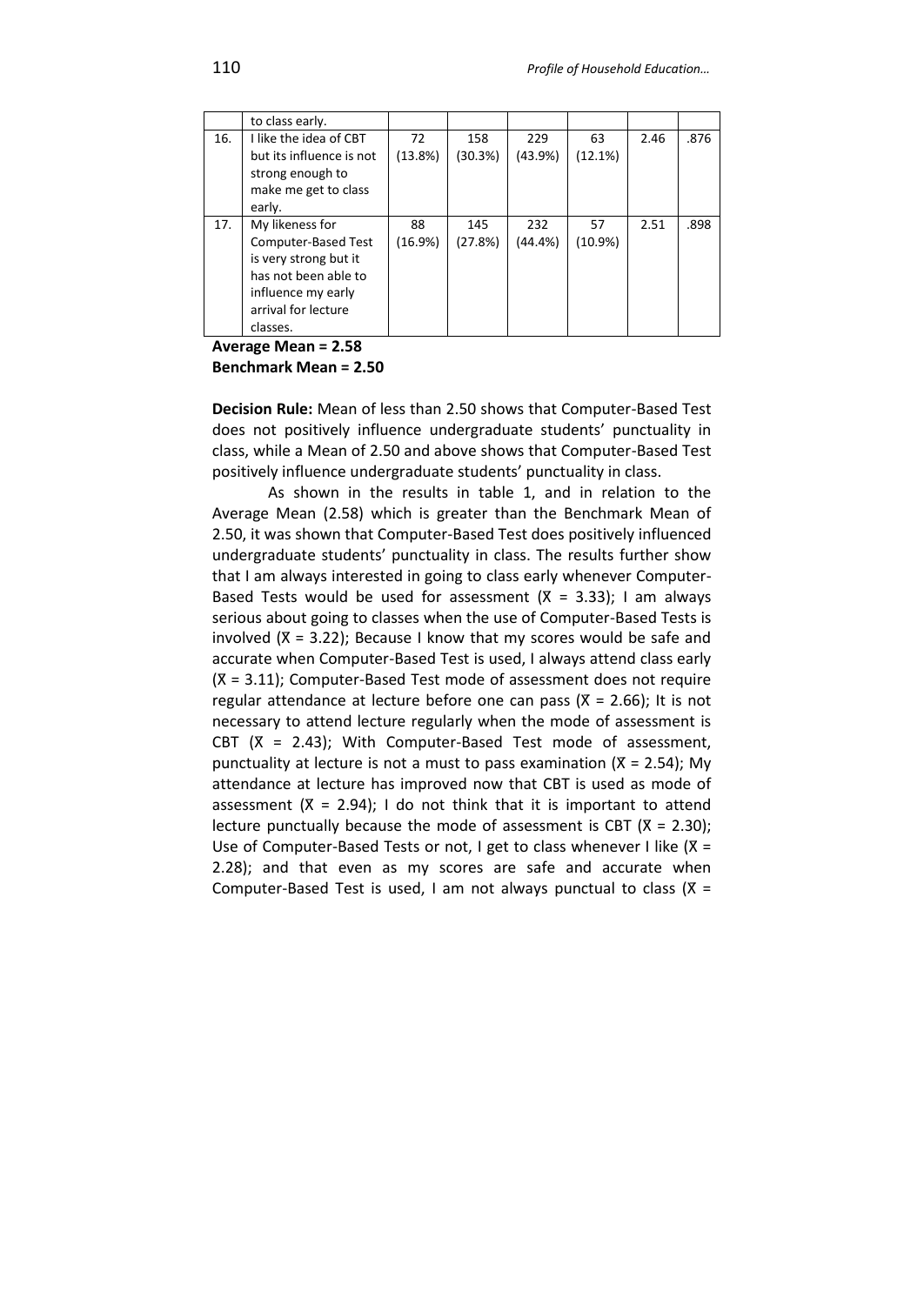| | to class early. | | | | | | |
|---|---|---|---|---|---|---|---|
| 16. | I like the idea of CBT but its influence is not strong enough to make me get to class early. | 72 (13.8%) | 158 (30.3%) | 229 (43.9%) | 63 (12.1%) | 2.46 | .876 |
| 17. | My likeness for Computer-Based Test is very strong but it has not been able to influence my early arrival for lecture classes. | 88 (16.9%) | 145 (27.8%) | 232 (44.4%) | 57 (10.9%) | 2.51 | .898 |

**Average Mean = 2.58**
**Benchmark Mean = 2.50**

**Decision Rule:** Mean of less than 2.50 shows that Computer-Based Test does not positively influence undergraduate students' punctuality in class, while a Mean of 2.50 and above shows that Computer-Based Test positively influence undergraduate students' punctuality in class.

As shown in the results in table 1, and in relation to the Average Mean (2.58) which is greater than the Benchmark Mean of 2.50, it was shown that Computer-Based Test does positively influenced undergraduate students' punctuality in class. The results further show that I am always interested in going to class early whenever Computer-Based Tests would be used for assessment ($\bar{X}$ = 3.33); I am always serious about going to classes when the use of Computer-Based Tests is involved ($\bar{X}$ = 3.22); Because I know that my scores would be safe and accurate when Computer-Based Test is used, I always attend class early ($\bar{X}$ = 3.11); Computer-Based Test mode of assessment does not require regular attendance at lecture before one can pass ($\bar{X}$ = 2.66); It is not necessary to attend lecture regularly when the mode of assessment is CBT ($\bar{X}$ = 2.43); With Computer-Based Test mode of assessment, punctuality at lecture is not a must to pass examination ($\bar{X}$ = 2.54); My attendance at lecture has improved now that CBT is used as mode of assessment ($\bar{X}$ = 2.94); I do not think that it is important to attend lecture punctually because the mode of assessment is CBT ($\bar{X}$ = 2.30); Use of Computer-Based Tests or not, I get to class whenever I like ($\bar{X}$ = 2.28); and that even as my scores are safe and accurate when Computer-Based Test is used, I am not always punctual to class ($\bar{X}$ =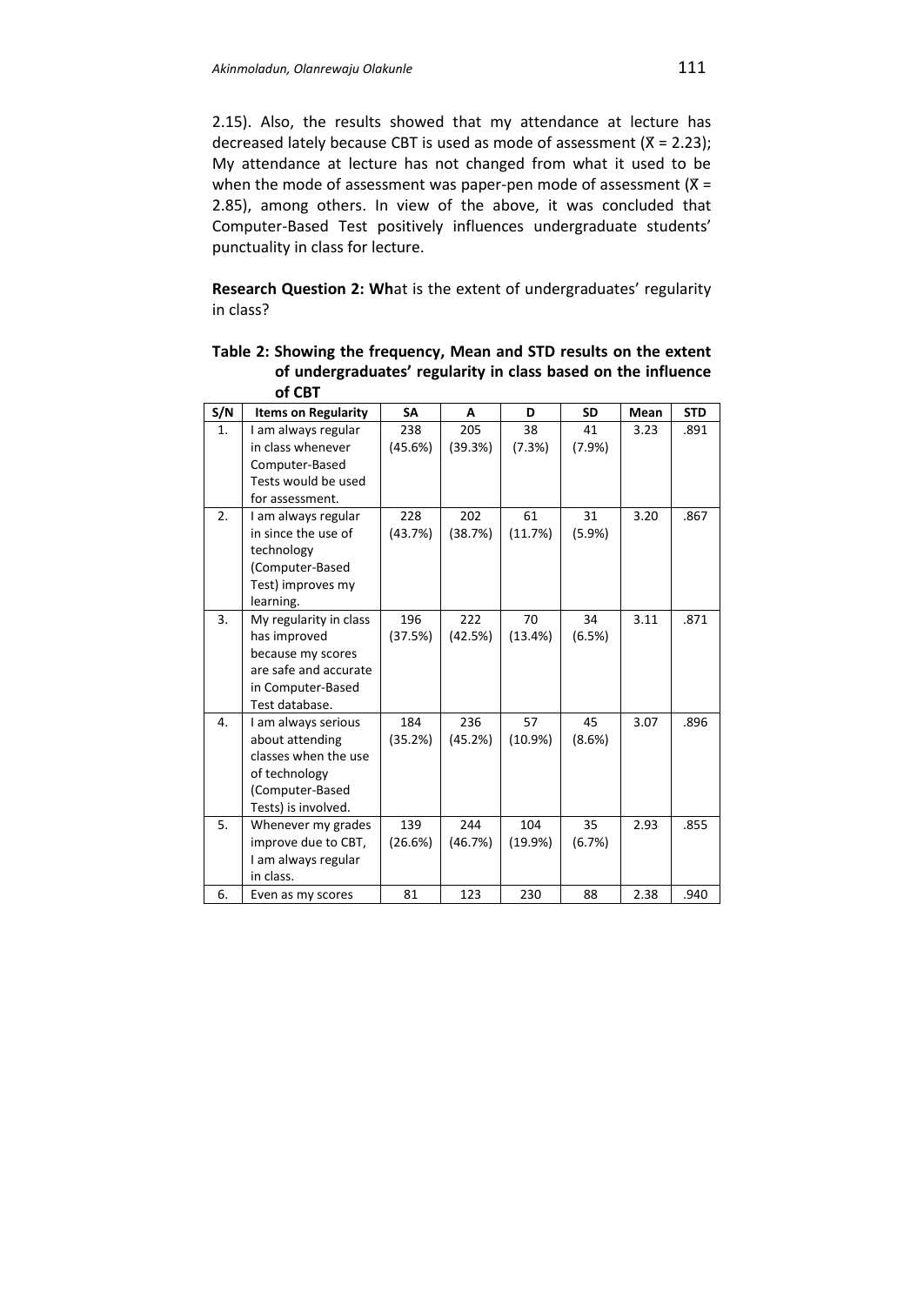2.15). Also, the results showed that my attendance at lecture has decreased lately because CBT is used as mode of assessment ($\bar{X}$ = 2.23); My attendance at lecture has not changed from what it used to be when the mode of assessment was paper-pen mode of assessment ($\bar{X}$ = 2.85), among others. In view of the above, it was concluded that Computer-Based Test positively influences undergraduate students' punctuality in class for lecture.

**Research Question 2: Wh**at is the extent of undergraduates' regularity in class?

**Table 2: Showing the frequency, Mean and STD results on the extent of undergraduates' regularity in class based on the influence of CBT**

| S/N | Items on Regularity | SA | A | D | SD | Mean | STD |
|---|---|---|---|---|---|---|---|
| 1. | I am always regular in class whenever Computer-Based Tests would be used for assessment. | 238 (45.6%) | 205 (39.3%) | 38 (7.3%) | 41 (7.9%) | 3.23 | .891 |
| 2. | I am always regular in since the use of technology (Computer-Based Test) improves my learning. | 228 (43.7%) | 202 (38.7%) | 61 (11.7%) | 31 (5.9%) | 3.20 | .867 |
| 3. | My regularity in class has improved because my scores are safe and accurate in Computer-Based Test database. | 196 (37.5%) | 222 (42.5%) | 70 (13.4%) | 34 (6.5%) | 3.11 | .871 |
| 4. | I am always serious about attending classes when the use of technology (Computer-Based Tests) is involved. | 184 (35.2%) | 236 (45.2%) | 57 (10.9%) | 45 (8.6%) | 3.07 | .896 |
| 5. | Whenever my grades improve due to CBT, I am always regular in class. | 139 (26.6%) | 244 (46.7%) | 104 (19.9%) | 35 (6.7%) | 2.93 | .855 |
| 6. | Even as my scores | 81 | 123 | 230 | 88 | 2.38 | .940 |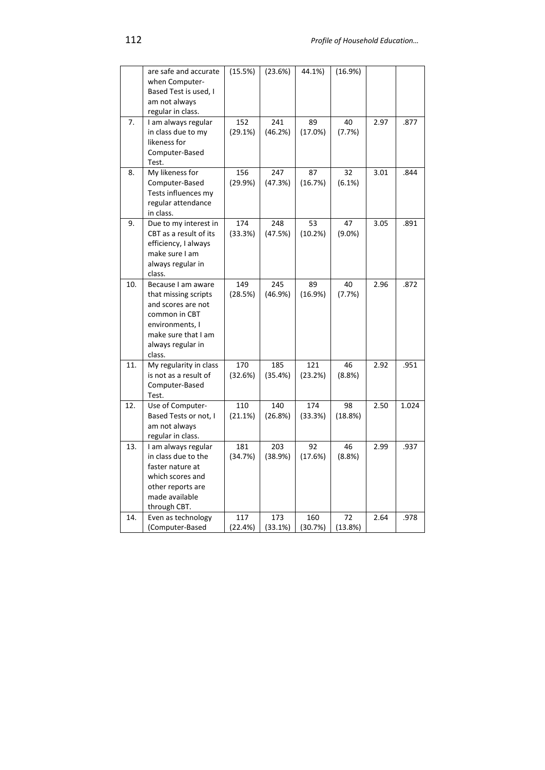| | | | | | | | |
|---|---|---|---|---|---|---|---|
| | are safe and accurate when Computer-Based Test is used, I am not always regular in class. | (15.5%) | (23.6%) | 44.1%) | (16.9%) | | |
| 7. | I am always regular in class due to my likeness for Computer-Based Test. | 152 (29.1%) | 241 (46.2%) | 89 (17.0%) | 40 (7.7%) | 2.97 | .877 |
| 8. | My likeness for Computer-Based Tests influences my regular attendance in class. | 156 (29.9%) | 247 (47.3%) | 87 (16.7%) | 32 (6.1%) | 3.01 | .844 |
| 9. | Due to my interest in CBT as a result of its efficiency, I always make sure I am always regular in class. | 174 (33.3%) | 248 (47.5%) | 53 (10.2%) | 47 (9.0%) | 3.05 | .891 |
| 10. | Because I am aware that missing scripts and scores are not common in CBT environments, I make sure that I am always regular in class. | 149 (28.5%) | 245 (46.9%) | 89 (16.9%) | 40 (7.7%) | 2.96 | .872 |
| 11. | My regularity in class is not as a result of Computer-Based Test. | 170 (32.6%) | 185 (35.4%) | 121 (23.2%) | 46 (8.8%) | 2.92 | .951 |
| 12. | Use of Computer-Based Tests or not, I am not always regular in class. | 110 (21.1%) | 140 (26.8%) | 174 (33.3%) | 98 (18.8%) | 2.50 | 1.024 |
| 13. | I am always regular in class due to the faster nature at which scores and other reports are made available through CBT. | 181 (34.7%) | 203 (38.9%) | 92 (17.6%) | 46 (8.8%) | 2.99 | .937 |
| 14. | Even as technology (Computer-Based | 117 (22.4%) | 173 (33.1%) | 160 (30.7%) | 72 (13.8%) | 2.64 | .978 |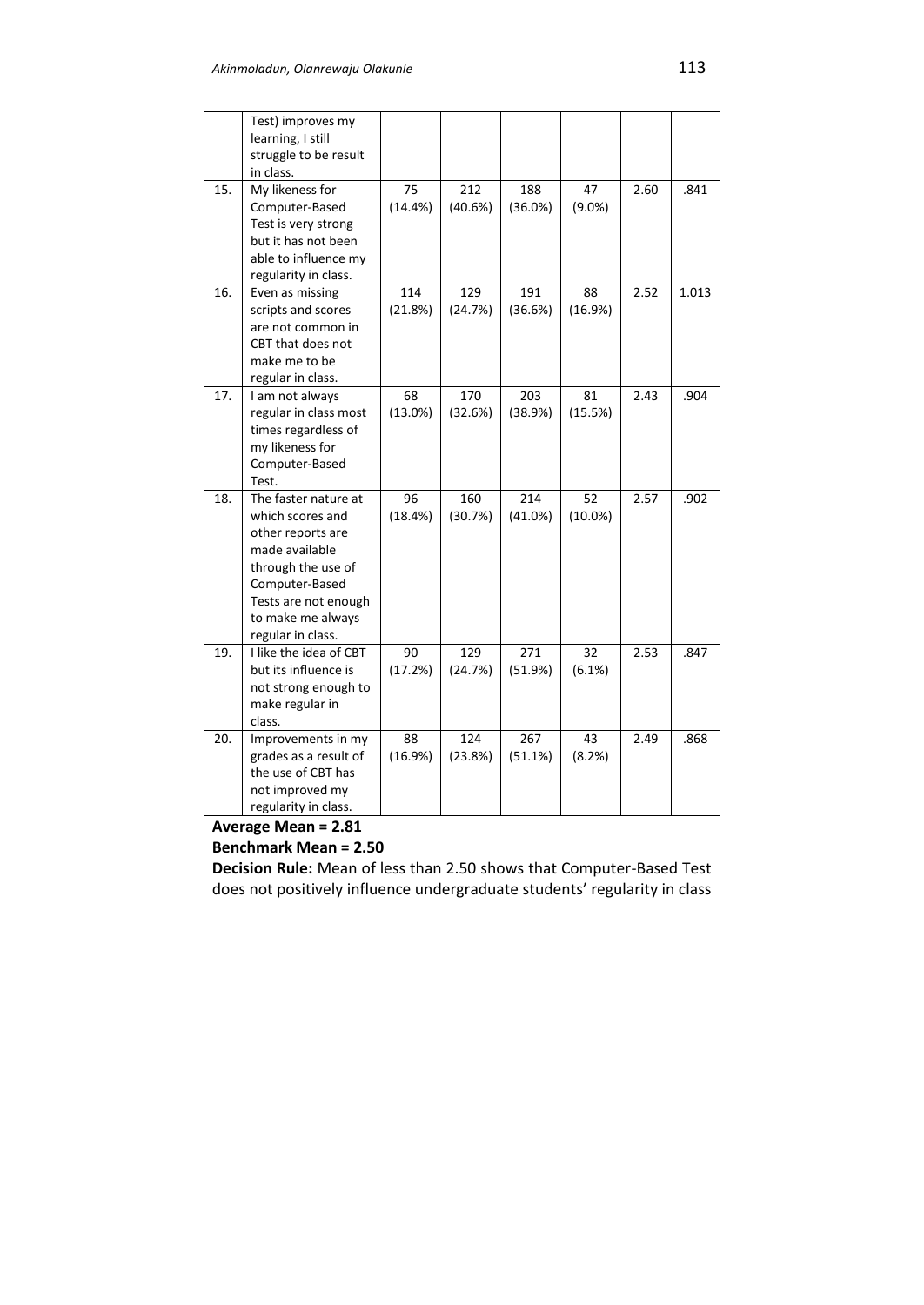| | | | | | | | |
|---|---|---|---|---|---|---|---|
| | Test) improves my learning, I still struggle to be result in class. | | | | | | |
| 15. | My likeness for Computer-Based Test is very strong but it has not been able to influence my regularity in class. | 75 (14.4%) | 212 (40.6%) | 188 (36.0%) | 47 (9.0%) | 2.60 | .841 |
| 16. | Even as missing scripts and scores are not common in CBT that does not make me to be regular in class. | 114 (21.8%) | 129 (24.7%) | 191 (36.6%) | 88 (16.9%) | 2.52 | 1.013 |
| 17. | I am not always regular in class most times regardless of my likeness for Computer-Based Test. | 68 (13.0%) | 170 (32.6%) | 203 (38.9%) | 81 (15.5%) | 2.43 | .904 |
| 18. | The faster nature at which scores and other reports are made available through the use of Computer-Based Tests are not enough to make me always regular in class. | 96 (18.4%) | 160 (30.7%) | 214 (41.0%) | 52 (10.0%) | 2.57 | .902 |
| 19. | I like the idea of CBT but its influence is not strong enough to make regular in class. | 90 (17.2%) | 129 (24.7%) | 271 (51.9%) | 32 (6.1%) | 2.53 | .847 |
| 20. | Improvements in my grades as a result of the use of CBT has not improved my regularity in class. | 88 (16.9%) | 124 (23.8%) | 267 (51.1%) | 43 (8.2%) | 2.49 | .868 |

**Average Mean = 2.81**

**Benchmark Mean = 2.50**

**Decision Rule:** Mean of less than 2.50 shows that Computer-Based Test does not positively influence undergraduate students' regularity in class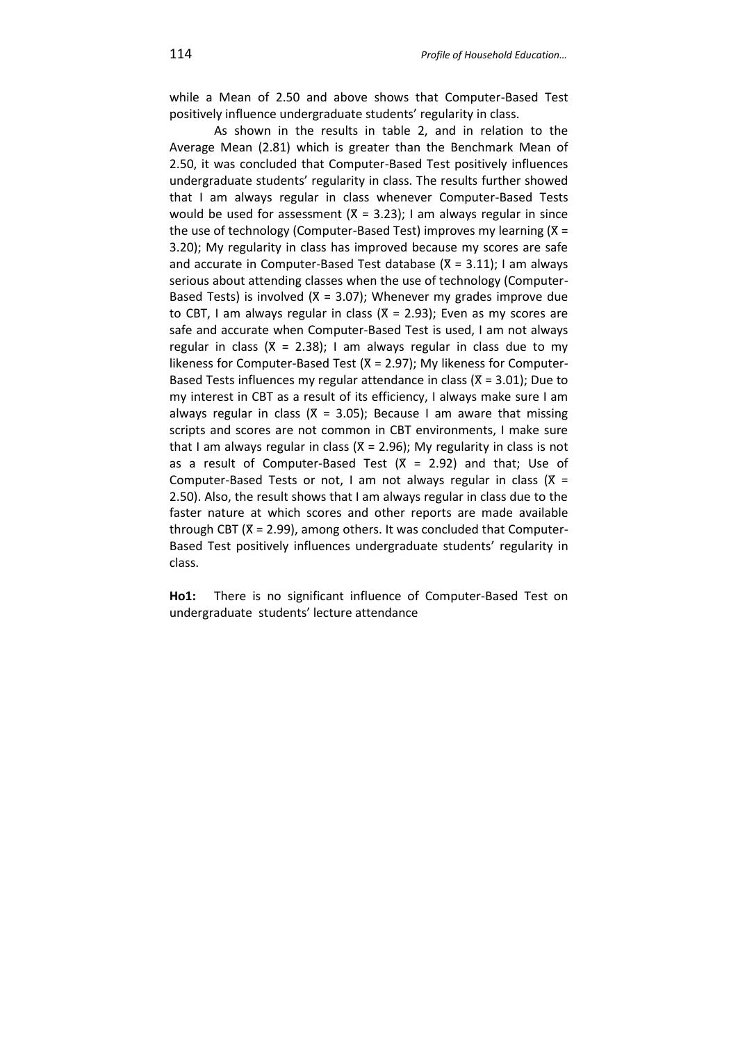while a Mean of 2.50 and above shows that Computer-Based Test positively influence undergraduate students' regularity in class.

As shown in the results in table 2, and in relation to the Average Mean (2.81) which is greater than the Benchmark Mean of 2.50, it was concluded that Computer-Based Test positively influences undergraduate students' regularity in class. The results further showed that I am always regular in class whenever Computer-Based Tests would be used for assessment ($\bar{X}$ = 3.23); I am always regular in since the use of technology (Computer-Based Test) improves my learning ($\bar{X}$ = 3.20); My regularity in class has improved because my scores are safe and accurate in Computer-Based Test database ($\bar{X}$ = 3.11); I am always serious about attending classes when the use of technology (Computer-Based Tests) is involved ($\bar{X}$ = 3.07); Whenever my grades improve due to CBT, I am always regular in class ($\bar{X}$ = 2.93); Even as my scores are safe and accurate when Computer-Based Test is used, I am not always regular in class ($\bar{X}$ = 2.38); I am always regular in class due to my likeness for Computer-Based Test ($\bar{X}$ = 2.97); My likeness for Computer-Based Tests influences my regular attendance in class ($\bar{X}$ = 3.01); Due to my interest in CBT as a result of its efficiency, I always make sure I am always regular in class ($\bar{X}$ = 3.05); Because I am aware that missing scripts and scores are not common in CBT environments, I make sure that I am always regular in class ($\bar{X}$ = 2.96); My regularity in class is not as a result of Computer-Based Test ($\bar{X}$ = 2.92) and that; Use of Computer-Based Tests or not, I am not always regular in class ($\bar{X}$ = 2.50). Also, the result shows that I am always regular in class due to the faster nature at which scores and other reports are made available through CBT ($\bar{X}$ = 2.99), among others. It was concluded that Computer-Based Test positively influences undergraduate students' regularity in class.

**Ho1:** There is no significant influence of Computer-Based Test on undergraduate students' lecture attendance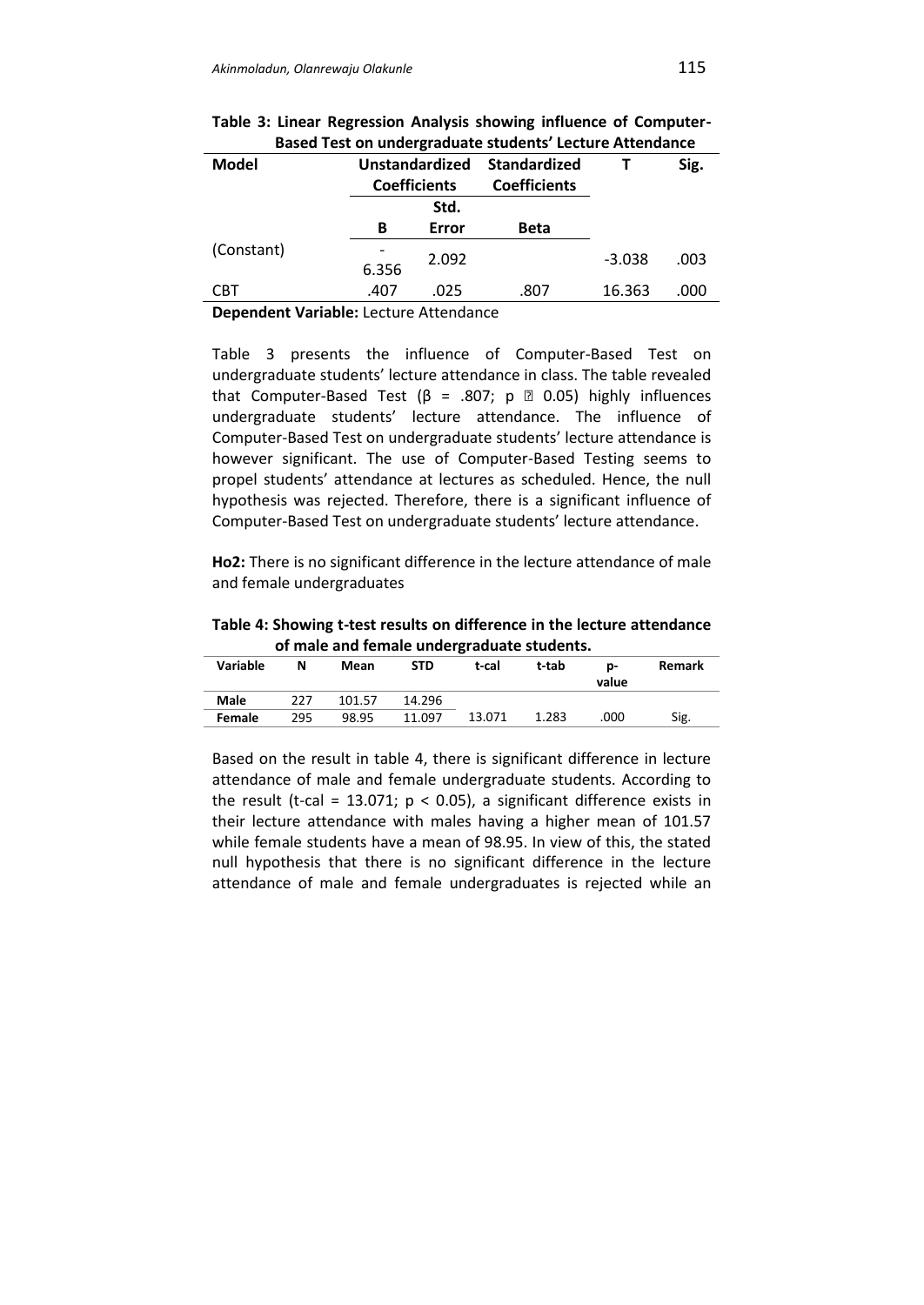**Table 3: Linear Regression Analysis showing influence of Computer-Based Test on undergraduate students' Lecture Attendance**

| Model | Unstandardized Coefficients | | Standardized Coefficients | T | Sig. |
|---|---|---|---|---|---|
| | B | Std. Error | Beta | | |
| (Constant) | -6.356 | 2.092 | | -3.038 | .003 |
| CBT | .407 | .025 | .807 | 16.363 | .000 |

**Dependent Variable:** Lecture Attendance

Table 3 presents the influence of Computer-Based Test on undergraduate students' lecture attendance in class. The table revealed that Computer-Based Test ($\beta$ = .807; p ▯ 0.05) highly influences undergraduate students' lecture attendance. The influence of Computer-Based Test on undergraduate students' lecture attendance is however significant. The use of Computer-Based Testing seems to propel students' attendance at lectures as scheduled. Hence, the null hypothesis was rejected. Therefore, there is a significant influence of Computer-Based Test on undergraduate students' lecture attendance.

**Ho2:** There is no significant difference in the lecture attendance of male and female undergraduates

**Table 4: Showing t-test results on difference in the lecture attendance of male and female undergraduate students.**

| Variable | N | Mean | STD | t-cal | t-tab | p-value | Remark |
|---|---|---|---|---|---|---|---|
| **Male** | 227 | 101.57 | 14.296 | | | | |
| **Female** | 295 | 98.95 | 11.097 | 13.071 | 1.283 | .000 | Sig. |

Based on the result in table 4, there is significant difference in lecture attendance of male and female undergraduate students. According to the result (t-cal = 13.071; $p < 0.05$), a significant difference exists in their lecture attendance with males having a higher mean of 101.57 while female students have a mean of 98.95. In view of this, the stated null hypothesis that there is no significant difference in the lecture attendance of male and female undergraduates is rejected while an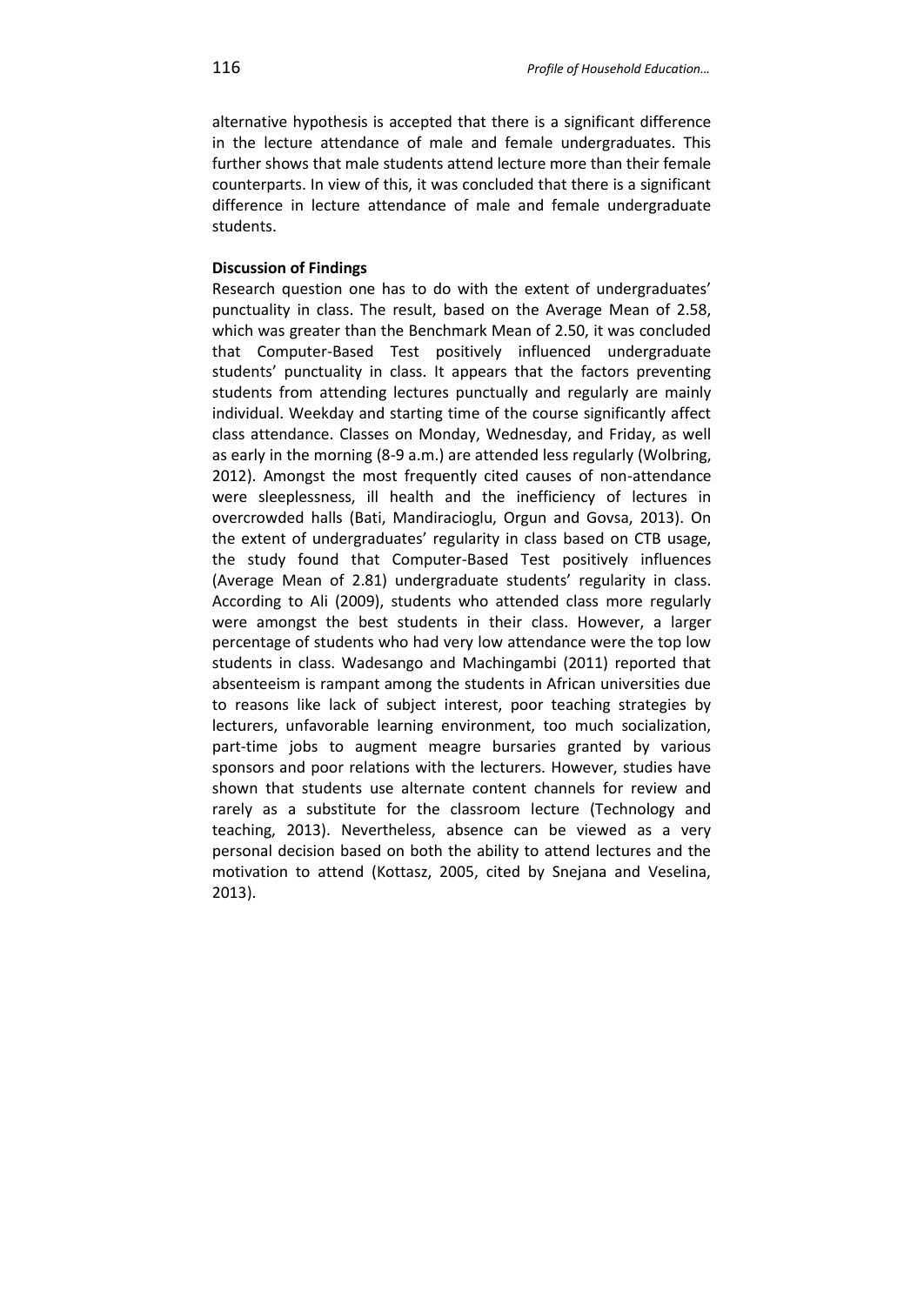alternative hypothesis is accepted that there is a significant difference in the lecture attendance of male and female undergraduates. This further shows that male students attend lecture more than their female counterparts. In view of this, it was concluded that there is a significant difference in lecture attendance of male and female undergraduate students.

**Discussion of Findings**

Research question one has to do with the extent of undergraduates' punctuality in class. The result, based on the Average Mean of 2.58, which was greater than the Benchmark Mean of 2.50, it was concluded that Computer-Based Test positively influenced undergraduate students' punctuality in class. It appears that the factors preventing students from attending lectures punctually and regularly are mainly individual. Weekday and starting time of the course significantly affect class attendance. Classes on Monday, Wednesday, and Friday, as well as early in the morning (8-9 a.m.) are attended less regularly (Wolbring, 2012). Amongst the most frequently cited causes of non-attendance were sleeplessness, ill health and the inefficiency of lectures in overcrowded halls (Bati, Mandiracioglu, Orgun and Govsa, 2013). On the extent of undergraduates' regularity in class based on CTB usage, the study found that Computer-Based Test positively influences (Average Mean of 2.81) undergraduate students' regularity in class. According to Ali (2009), students who attended class more regularly were amongst the best students in their class. However, a larger percentage of students who had very low attendance were the top low students in class. Wadesango and Machingambi (2011) reported that absenteeism is rampant among the students in African universities due to reasons like lack of subject interest, poor teaching strategies by lecturers, unfavorable learning environment, too much socialization, part-time jobs to augment meagre bursaries granted by various sponsors and poor relations with the lecturers. However, studies have shown that students use alternate content channels for review and rarely as a substitute for the classroom lecture (Technology and teaching, 2013). Nevertheless, absence can be viewed as a very personal decision based on both the ability to attend lectures and the motivation to attend (Kottasz, 2005, cited by Snejana and Veselina, 2013).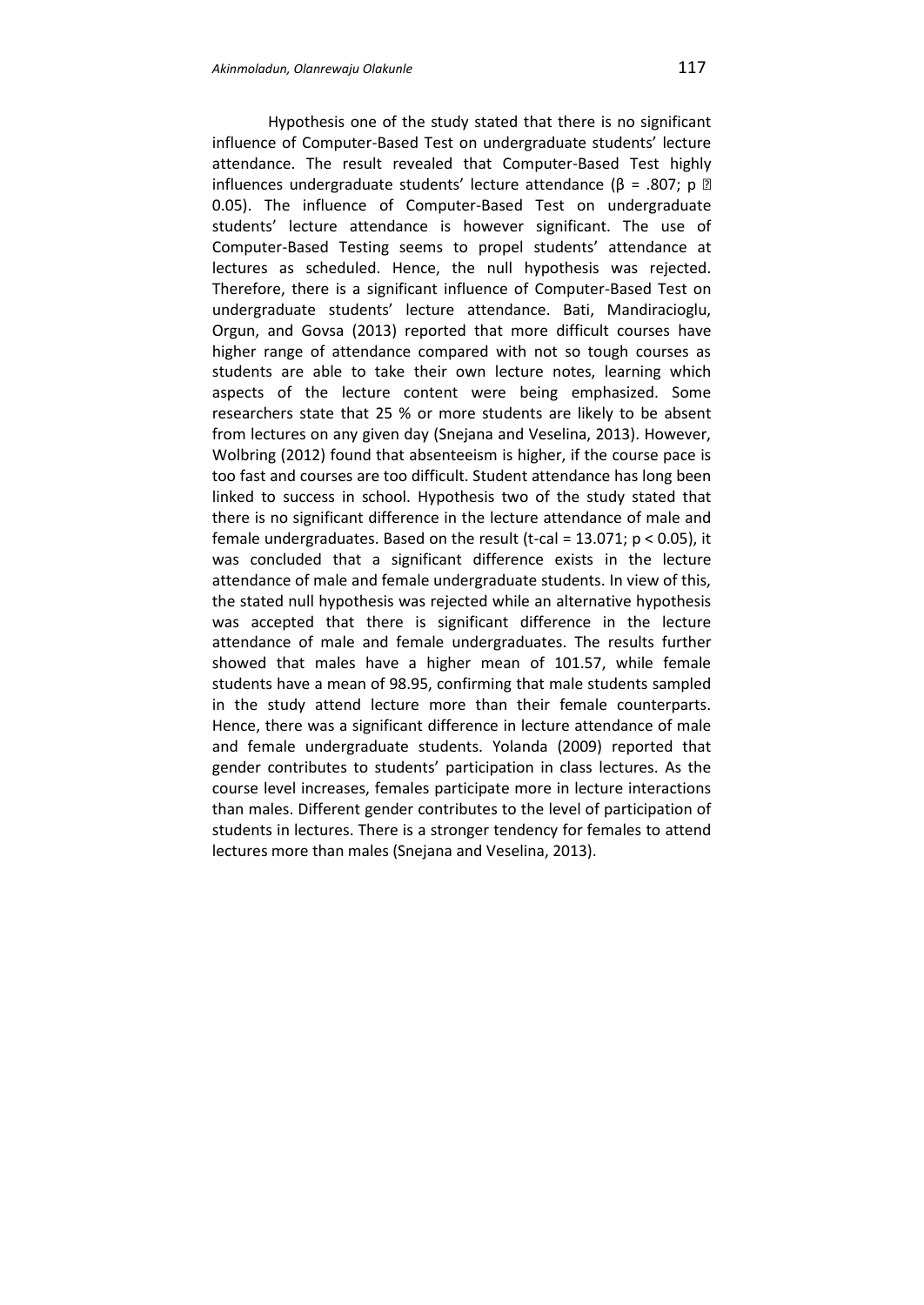Hypothesis one of the study stated that there is no significant influence of Computer-Based Test on undergraduate students' lecture attendance. The result revealed that Computer-Based Test highly influences undergraduate students' lecture attendance ($\beta = .807$; p ▯ 0.05). The influence of Computer-Based Test on undergraduate students' lecture attendance is however significant. The use of Computer-Based Testing seems to propel students' attendance at lectures as scheduled. Hence, the null hypothesis was rejected. Therefore, there is a significant influence of Computer-Based Test on undergraduate students' lecture attendance. Bati, Mandiracioglu, Orgun, and Govsa (2013) reported that more difficult courses have higher range of attendance compared with not so tough courses as students are able to take their own lecture notes, learning which aspects of the lecture content were being emphasized. Some researchers state that 25 % or more students are likely to be absent from lectures on any given day (Snejana and Veselina, 2013). However, Wolbring (2012) found that absenteeism is higher, if the course pace is too fast and courses are too difficult. Student attendance has long been linked to success in school. Hypothesis two of the study stated that there is no significant difference in the lecture attendance of male and female undergraduates. Based on the result (t-cal = 13.071; $p < 0.05$), it was concluded that a significant difference exists in the lecture attendance of male and female undergraduate students. In view of this, the stated null hypothesis was rejected while an alternative hypothesis was accepted that there is significant difference in the lecture attendance of male and female undergraduates. The results further showed that males have a higher mean of 101.57, while female students have a mean of 98.95, confirming that male students sampled in the study attend lecture more than their female counterparts. Hence, there was a significant difference in lecture attendance of male and female undergraduate students. Yolanda (2009) reported that gender contributes to students' participation in class lectures. As the course level increases, females participate more in lecture interactions than males. Different gender contributes to the level of participation of students in lectures. There is a stronger tendency for females to attend lectures more than males (Snejana and Veselina, 2013).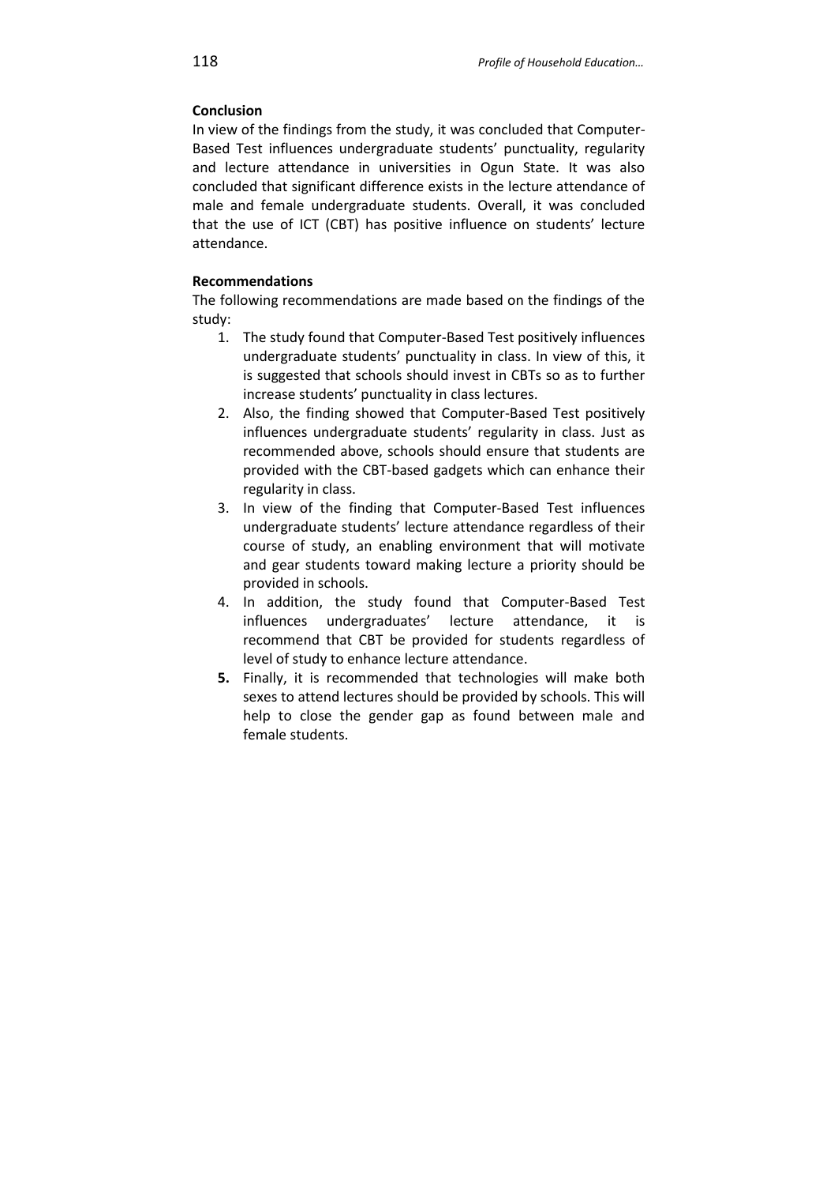## Conclusion

In view of the findings from the study, it was concluded that Computer-Based Test influences undergraduate students' punctuality, regularity and lecture attendance in universities in Ogun State. It was also concluded that significant difference exists in the lecture attendance of male and female undergraduate students. Overall, it was concluded that the use of ICT (CBT) has positive influence on students' lecture attendance.

## Recommendations

The following recommendations are made based on the findings of the study:

1. The study found that Computer-Based Test positively influences undergraduate students' punctuality in class. In view of this, it is suggested that schools should invest in CBTs so as to further increase students' punctuality in class lectures.
2. Also, the finding showed that Computer-Based Test positively influences undergraduate students' regularity in class. Just as recommended above, schools should ensure that students are provided with the CBT-based gadgets which can enhance their regularity in class.
3. In view of the finding that Computer-Based Test influences undergraduate students' lecture attendance regardless of their course of study, an enabling environment that will motivate and gear students toward making lecture a priority should be provided in schools.
4. In addition, the study found that Computer-Based Test influences undergraduates' lecture attendance, it is recommend that CBT be provided for students regardless of level of study to enhance lecture attendance.
5. Finally, it is recommended that technologies will make both sexes to attend lectures should be provided by schools. This will help to close the gender gap as found between male and female students.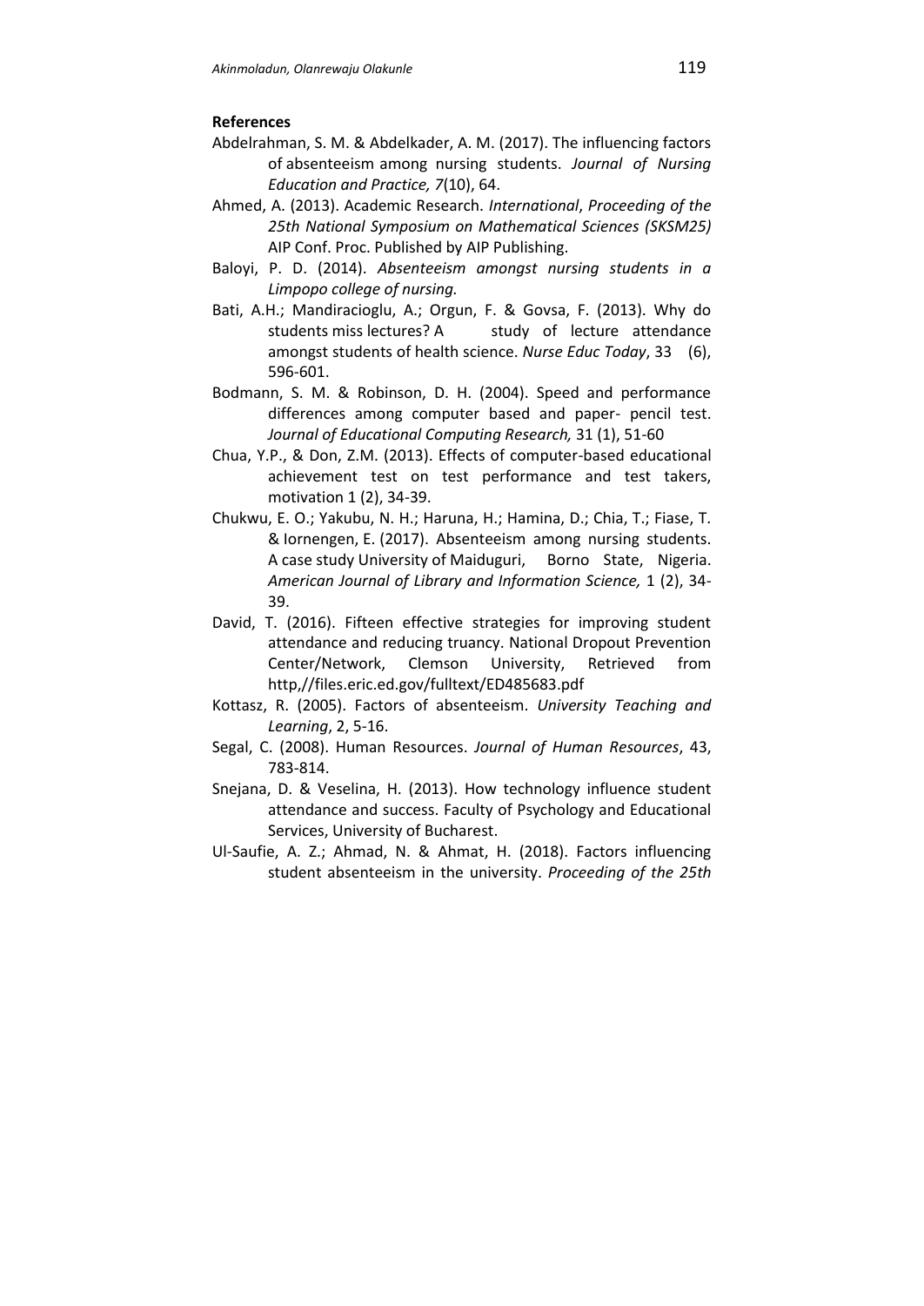**References**

Abdelrahman, S. M. & Abdelkader, A. M. (2017). The influencing factors of absenteeism among nursing students. *Journal of Nursing Education and Practice, 7*(10), 64.

Ahmed, A. (2013). Academic Research. *International*, *Proceeding of the 25th National Symposium on Mathematical Sciences (SKSM25)* AIP Conf. Proc. Published by AIP Publishing.

Baloyi, P. D. (2014). *Absenteeism amongst nursing students in a Limpopo college of nursing.*

Bati, A.H.; Mandiracioglu, A.; Orgun, F. & Govsa, F. (2013). Why do students miss lectures? A study of lecture attendance amongst students of health science. *Nurse Educ Today*, 33 (6), 596-601.

Bodmann, S. M. & Robinson, D. H. (2004). Speed and performance differences among computer based and paper- pencil test. *Journal of Educational Computing Research,* 31 (1), 51-60

Chua, Y.P., & Don, Z.M. (2013). Effects of computer-based educational achievement test on test performance and test takers, motivation 1 (2), 34-39.

Chukwu, E. O.; Yakubu, N. H.; Haruna, H.; Hamina, D.; Chia, T.; Fiase, T. & Iornengen, E. (2017). Absenteeism among nursing students. A case study University of Maiduguri, Borno State, Nigeria. *American Journal of Library and Information Science,* 1 (2), 34-39.

David, T. (2016). Fifteen effective strategies for improving student attendance and reducing truancy. National Dropout Prevention Center/Network, Clemson University, Retrieved from http,//files.eric.ed.gov/fulltext/ED485683.pdf

Kottasz, R. (2005). Factors of absenteeism. *University Teaching and Learning*, 2, 5-16.

Segal, C. (2008). Human Resources. *Journal of Human Resources*, 43, 783-814.

Snejana, D. & Veselina, H. (2013). How technology influence student attendance and success. Faculty of Psychology and Educational Services, University of Bucharest.

Ul-Saufie, A. Z.; Ahmad, N. & Ahmat, H. (2018). Factors influencing student absenteeism in the university. *Proceeding of the 25th*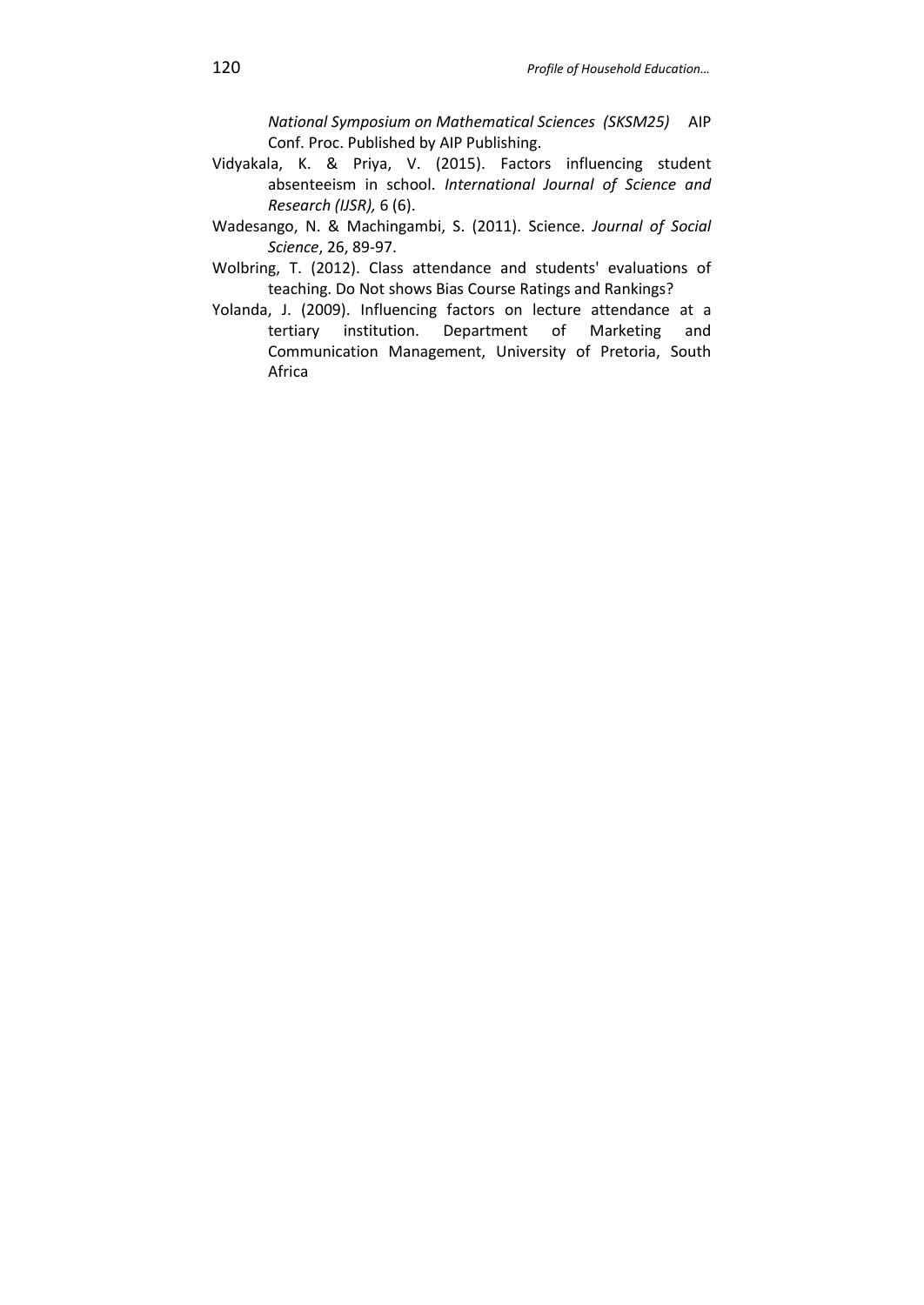*National Symposium on Mathematical Sciences (SKSM25)* AIP Conf. Proc. Published by AIP Publishing.

Vidyakala, K. & Priya, V. (2015). Factors influencing student absenteeism in school. *International Journal of Science and Research (IJSR),* 6 (6).

Wadesango, N. & Machingambi, S. (2011). Science. *Journal of Social Science*, 26, 89-97.

Wolbring, T. (2012). Class attendance and students' evaluations of teaching. Do Not shows Bias Course Ratings and Rankings?

Yolanda, J. (2009). Influencing factors on lecture attendance at a tertiary institution. Department of Marketing and Communication Management, University of Pretoria, South Africa